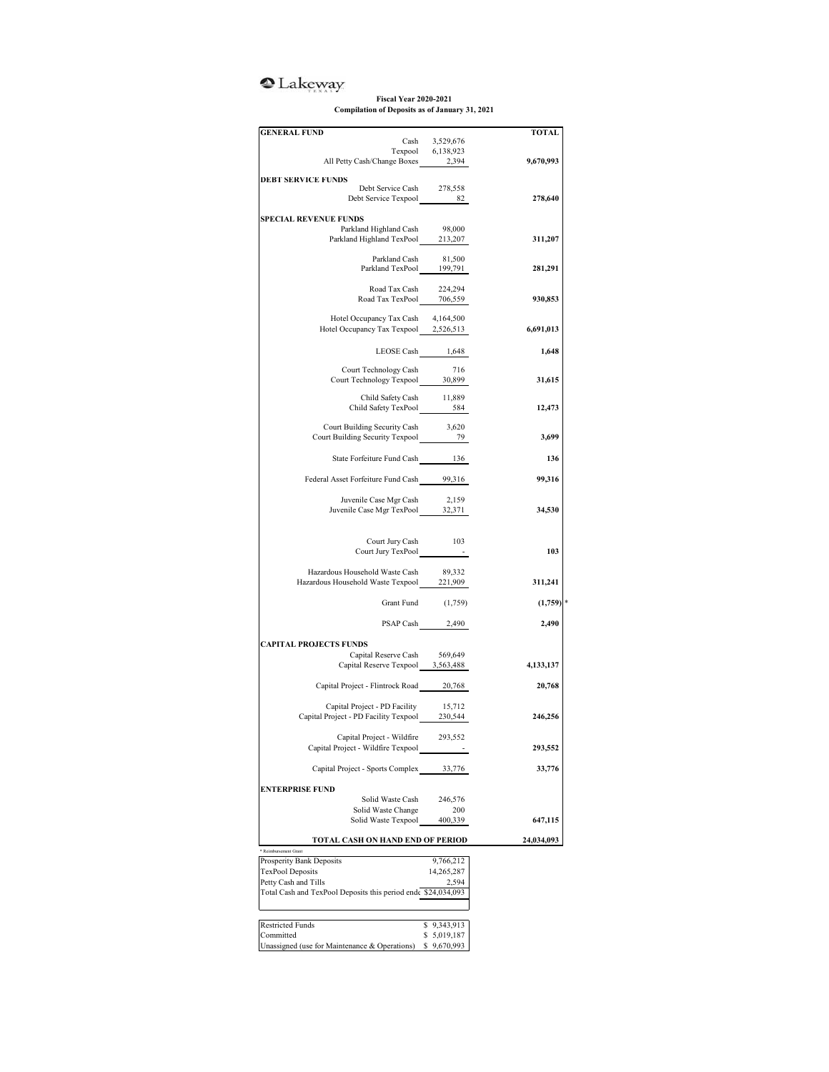Lakeway

**Fiscal Year 2020-2021**
**Compilation of Deposits as of January 31, 2021**

| | | TOTAL |
|---|---|---|
| **GENERAL FUND** | | |
| Cash | 3,529,676 | |
| Texpool | 6,138,923 | |
| All Petty Cash/Change Boxes | 2,394 | **9,670,993** |
| **DEBT SERVICE FUNDS** | | |
| Debt Service Cash | 278,558 | |
| Debt Service Texpool | 82 | **278,640** |
| **SPECIAL REVENUE FUNDS** | | |
| Parkland Highland Cash | 98,000 | |
| Parkland Highland TexPool | 213,207 | **311,207** |
| Parkland Cash | 81,500 | |
| Parkland TexPool | 199,791 | **281,291** |
| Road Tax Cash | 224,294 | |
| Road Tax TexPool | 706,559 | **930,853** |
| Hotel Occupancy Tax Cash | 4,164,500 | |
| Hotel Occupancy Tax Texpool | 2,526,513 | **6,691,013** |
| LEOSE Cash | 1,648 | **1,648** |
| Court Technology Cash | 716 | |
| Court Technology Texpool | 30,899 | **31,615** |
| Child Safety Cash | 11,889 | |
| Child Safety TexPool | 584 | **12,473** |
| Court Building Security Cash | 3,620 | |
| Court Building Security Texpool | 79 | **3,699** |
| State Forfeiture Fund Cash | 136 | **136** |
| Federal Asset Forfeiture Fund Cash | 99,316 | **99,316** |
| Juvenile Case Mgr Cash | 2,159 | |
| Juvenile Case Mgr TexPool | 32,371 | **34,530** |
| Court Jury Cash | 103 | |
| Court Jury TexPool | - | **103** |
| Hazardous Household Waste Cash | 89,332 | |
| Hazardous Household Waste Texpool | 221,909 | **311,241** |
| Grant Fund | (1,759) | **(1,759)** * |
| PSAP Cash | 2,490 | **2,490** |
| **CAPITAL PROJECTS FUNDS** | | |
| Capital Reserve Cash | 569,649 | |
| Capital Reserve Texpool | 3,563,488 | **4,133,137** |
| Capital Project - Flintrock Road | 20,768 | **20,768** |
| Capital Project - PD Facility | 15,712 | |
| Capital Project - PD Facility Texpool | 230,544 | **246,256** |
| Capital Project - Wildfire | 293,552 | |
| Capital Project - Wildfire Texpool | - | **293,552** |
| Capital Project - Sports Complex | 33,776 | **33,776** |
| **ENTERPRISE FUND** | | |
| Solid Waste Cash | 246,576 | |
| Solid Waste Change | 200 | |
| Solid Waste Texpool | 400,339 | **647,115** |
| **TOTAL CASH ON HAND END OF PERIOD** | | **24,034,093** |

* Reimbursement Grant

| | |
|---|---|
| Prosperity Bank Deposits | 9,766,212 |
| TexPool Deposits | 14,265,287 |
| Petty Cash and Tills | 2,594 |
| Total Cash and TexPool Deposits this period end | $24,034,093 |

| | |
|---|---|
| Restricted Funds | $ 9,343,913 |
| Committed | $ 5,019,187 |
| Unassigned (use for Maintenance & Operations) | $ 9,670,993 |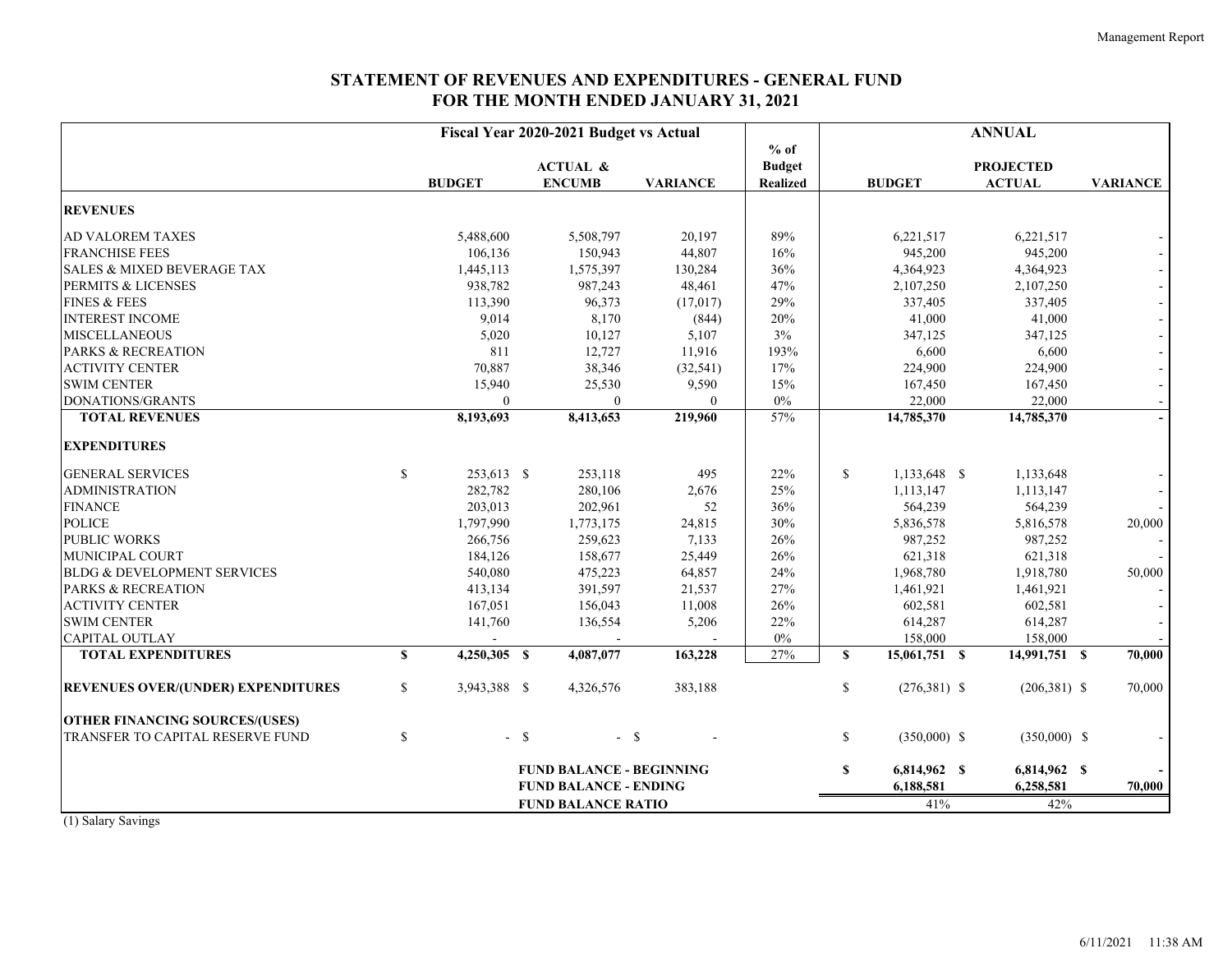## STATEMENT OF REVENUES AND EXPENDITURES - GENERAL FUND
## FOR THE MONTH ENDED JANUARY 31, 2021

| | Fiscal Year 2020-2021 Budget vs Actual | | | % of Budget | ANNUAL | | |
|---|---|---|---|---|---|---|---|
| | BUDGET | ACTUAL & ENCUMB | VARIANCE | Realized | BUDGET | PROJECTED ACTUAL | VARIANCE |
| **REVENUES** | | | | | | | |
| AD VALOREM TAXES | 5,488,600 | 5,508,797 | 20,197 | 89% | 6,221,517 | 6,221,517 | - |
| FRANCHISE FEES | 106,136 | 150,943 | 44,807 | 16% | 945,200 | 945,200 | - |
| SALES & MIXED BEVERAGE TAX | 1,445,113 | 1,575,397 | 130,284 | 36% | 4,364,923 | 4,364,923 | - |
| PERMITS & LICENSES | 938,782 | 987,243 | 48,461 | 47% | 2,107,250 | 2,107,250 | - |
| FINES & FEES | 113,390 | 96,373 | (17,017) | 29% | 337,405 | 337,405 | - |
| INTEREST INCOME | 9,014 | 8,170 | (844) | 20% | 41,000 | 41,000 | - |
| MISCELLANEOUS | 5,020 | 10,127 | 5,107 | 3% | 347,125 | 347,125 | - |
| PARKS & RECREATION | 811 | 12,727 | 11,916 | 193% | 6,600 | 6,600 | - |
| ACTIVITY CENTER | 70,887 | 38,346 | (32,541) | 17% | 224,900 | 224,900 | - |
| SWIM CENTER | 15,940 | 25,530 | 9,590 | 15% | 167,450 | 167,450 | - |
| DONATIONS/GRANTS | 0 | 0 | 0 | 0% | 22,000 | 22,000 | - |
| **TOTAL REVENUES** | **8,193,693** | **8,413,653** | **219,960** | 57% | **14,785,370** | **14,785,370** | **-** |
| **EXPENDITURES** | | | | | | | |
| GENERAL SERVICES | $ 253,613 | $ 253,118 | 495 | 22% | $ 1,133,648 | $ 1,133,648 | - |
| ADMINISTRATION | 282,782 | 280,106 | 2,676 | 25% | 1,113,147 | 1,113,147 | - |
| FINANCE | 203,013 | 202,961 | 52 | 36% | 564,239 | 564,239 | - |
| POLICE | 1,797,990 | 1,773,175 | 24,815 | 30% | 5,836,578 | 5,816,578 | 20,000 |
| PUBLIC WORKS | 266,756 | 259,623 | 7,133 | 26% | 987,252 | 987,252 | - |
| MUNICIPAL COURT | 184,126 | 158,677 | 25,449 | 26% | 621,318 | 621,318 | - |
| BLDG & DEVELOPMENT SERVICES | 540,080 | 475,223 | 64,857 | 24% | 1,968,780 | 1,918,780 | 50,000 |
| PARKS & RECREATION | 413,134 | 391,597 | 21,537 | 27% | 1,461,921 | 1,461,921 | - |
| ACTIVITY CENTER | 167,051 | 156,043 | 11,008 | 26% | 602,581 | 602,581 | - |
| SWIM CENTER | 141,760 | 136,554 | 5,206 | 22% | 614,287 | 614,287 | - |
| CAPITAL OUTLAY | - | - | - | 0% | 158,000 | 158,000 | - |
| **TOTAL EXPENDITURES** | **$ 4,250,305** | **$ 4,087,077** | **163,228** | 27% | **$ 15,061,751** | **$ 14,991,751** | **$ 70,000** |
| **REVENUES OVER/(UNDER) EXPENDITURES** | $ 3,943,388 | $ 4,326,576 | 383,188 | | $ (276,381) | $ (206,381) | $ 70,000 |
| **OTHER FINANCING SOURCES/(USES)** | | | | | | | |
| TRANSFER TO CAPITAL RESERVE FUND | $ - | $ - | $ - | | $ (350,000) | $ (350,000) | $ - |
| | | **FUND BALANCE - BEGINNING** | | | **$ 6,814,962** | **$ 6,814,962** | **$ -** |
| | | **FUND BALANCE - ENDING** | | | **6,188,581** | **6,258,581** | **70,000** |
| | | **FUND BALANCE RATIO** | | | 41% | 42% | |

(1) Salary Savings